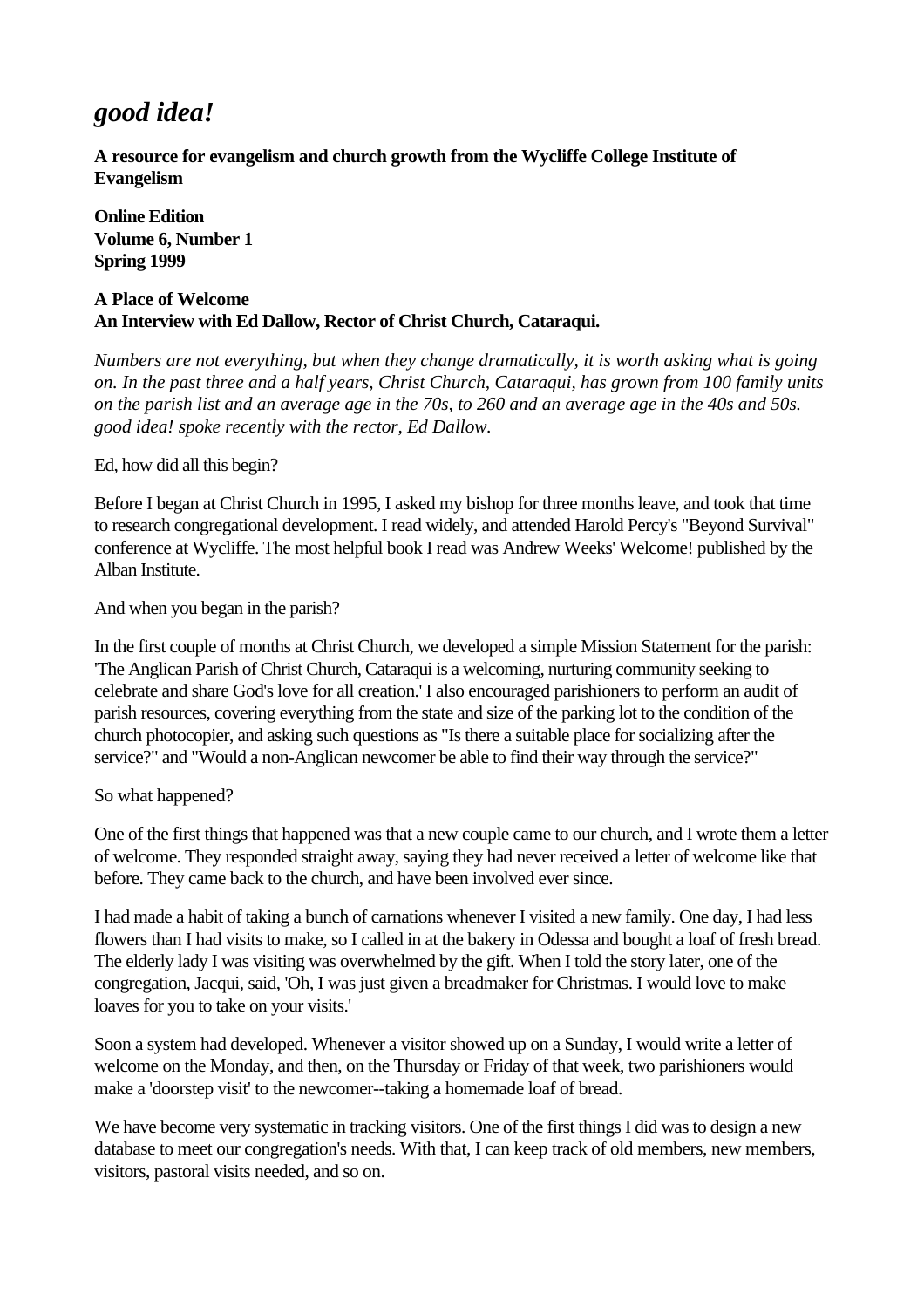# *good idea!*

**A resource for evangelism and church growth from the Wycliffe College Institute of Evangelism**

**Online Edition**
**Volume 6, Number 1**
**Spring 1999**

**A Place of Welcome**
**An Interview with Ed Dallow, Rector of Christ Church, Cataraqui.**

*Numbers are not everything, but when they change dramatically, it is worth asking what is going on. In the past three and a half years, Christ Church, Cataraqui, has grown from 100 family units on the parish list and an average age in the 70s, to 260 and an average age in the 40s and 50s. good idea! spoke recently with the rector, Ed Dallow.*

Ed, how did all this begin?

Before I began at Christ Church in 1995, I asked my bishop for three months leave, and took that time to research congregational development. I read widely, and attended Harold Percy's "Beyond Survival" conference at Wycliffe. The most helpful book I read was Andrew Weeks' Welcome! published by the Alban Institute.

And when you began in the parish?

In the first couple of months at Christ Church, we developed a simple Mission Statement for the parish: 'The Anglican Parish of Christ Church, Cataraqui is a welcoming, nurturing community seeking to celebrate and share God's love for all creation.' I also encouraged parishioners to perform an audit of parish resources, covering everything from the state and size of the parking lot to the condition of the church photocopier, and asking such questions as "Is there a suitable place for socializing after the service?" and "Would a non-Anglican newcomer be able to find their way through the service?"

So what happened?

One of the first things that happened was that a new couple came to our church, and I wrote them a letter of welcome. They responded straight away, saying they had never received a letter of welcome like that before. They came back to the church, and have been involved ever since.

I had made a habit of taking a bunch of carnations whenever I visited a new family. One day, I had less flowers than I had visits to make, so I called in at the bakery in Odessa and bought a loaf of fresh bread. The elderly lady I was visiting was overwhelmed by the gift. When I told the story later, one of the congregation, Jacqui, said, 'Oh, I was just given a breadmaker for Christmas. I would love to make loaves for you to take on your visits.'

Soon a system had developed. Whenever a visitor showed up on a Sunday, I would write a letter of welcome on the Monday, and then, on the Thursday or Friday of that week, two parishioners would make a 'doorstep visit' to the newcomer--taking a homemade loaf of bread.

We have become very systematic in tracking visitors. One of the first things I did was to design a new database to meet our congregation's needs. With that, I can keep track of old members, new members, visitors, pastoral visits needed, and so on.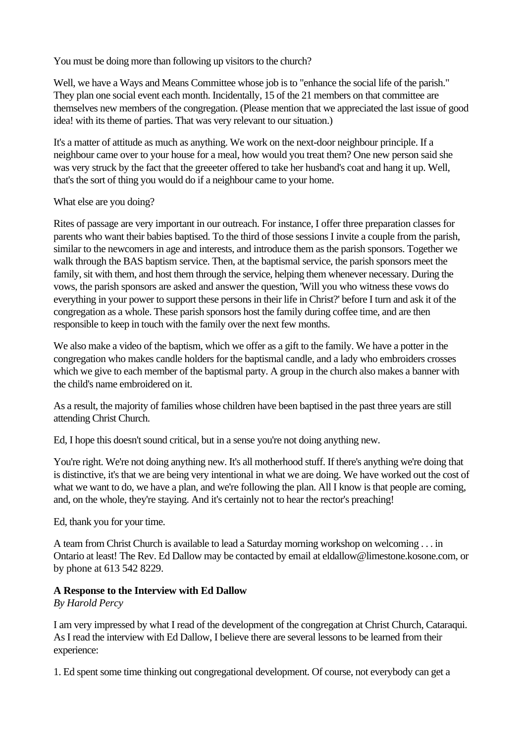You must be doing more than following up visitors to the church?

Well, we have a Ways and Means Committee whose job is to "enhance the social life of the parish." They plan one social event each month. Incidentally, 15 of the 21 members on that committee are themselves new members of the congregation. (Please mention that we appreciated the last issue of good idea! with its theme of parties. That was very relevant to our situation.)

It's a matter of attitude as much as anything. We work on the next-door neighbour principle. If a neighbour came over to your house for a meal, how would you treat them? One new person said she was very struck by the fact that the greeeter offered to take her husband's coat and hang it up. Well, that's the sort of thing you would do if a neighbour came to your home.

What else are you doing?

Rites of passage are very important in our outreach. For instance, I offer three preparation classes for parents who want their babies baptised. To the third of those sessions I invite a couple from the parish, similar to the newcomers in age and interests, and introduce them as the parish sponsors. Together we walk through the BAS baptism service. Then, at the baptismal service, the parish sponsors meet the family, sit with them, and host them through the service, helping them whenever necessary. During the vows, the parish sponsors are asked and answer the question, 'Will you who witness these vows do everything in your power to support these persons in their life in Christ?' before I turn and ask it of the congregation as a whole. These parish sponsors host the family during coffee time, and are then responsible to keep in touch with the family over the next few months.

We also make a video of the baptism, which we offer as a gift to the family. We have a potter in the congregation who makes candle holders for the baptismal candle, and a lady who embroiders crosses which we give to each member of the baptismal party. A group in the church also makes a banner with the child's name embroidered on it.

As a result, the majority of families whose children have been baptised in the past three years are still attending Christ Church.

Ed, I hope this doesn't sound critical, but in a sense you're not doing anything new.

You're right. We're not doing anything new. It's all motherhood stuff. If there's anything we're doing that is distinctive, it's that we are being very intentional in what we are doing. We have worked out the cost of what we want to do, we have a plan, and we're following the plan. All I know is that people are coming, and, on the whole, they're staying. And it's certainly not to hear the rector's preaching!

Ed, thank you for your time.

A team from Christ Church is available to lead a Saturday morning workshop on welcoming . . . in Ontario at least! The Rev. Ed Dallow may be contacted by email at eldallow@limestone.kosone.com, or by phone at 613 542 8229.

**A Response to the Interview with Ed Dallow**
*By Harold Percy*

I am very impressed by what I read of the development of the congregation at Christ Church, Cataraqui. As I read the interview with Ed Dallow, I believe there are several lessons to be learned from their experience:

1. Ed spent some time thinking out congregational development. Of course, not everybody can get a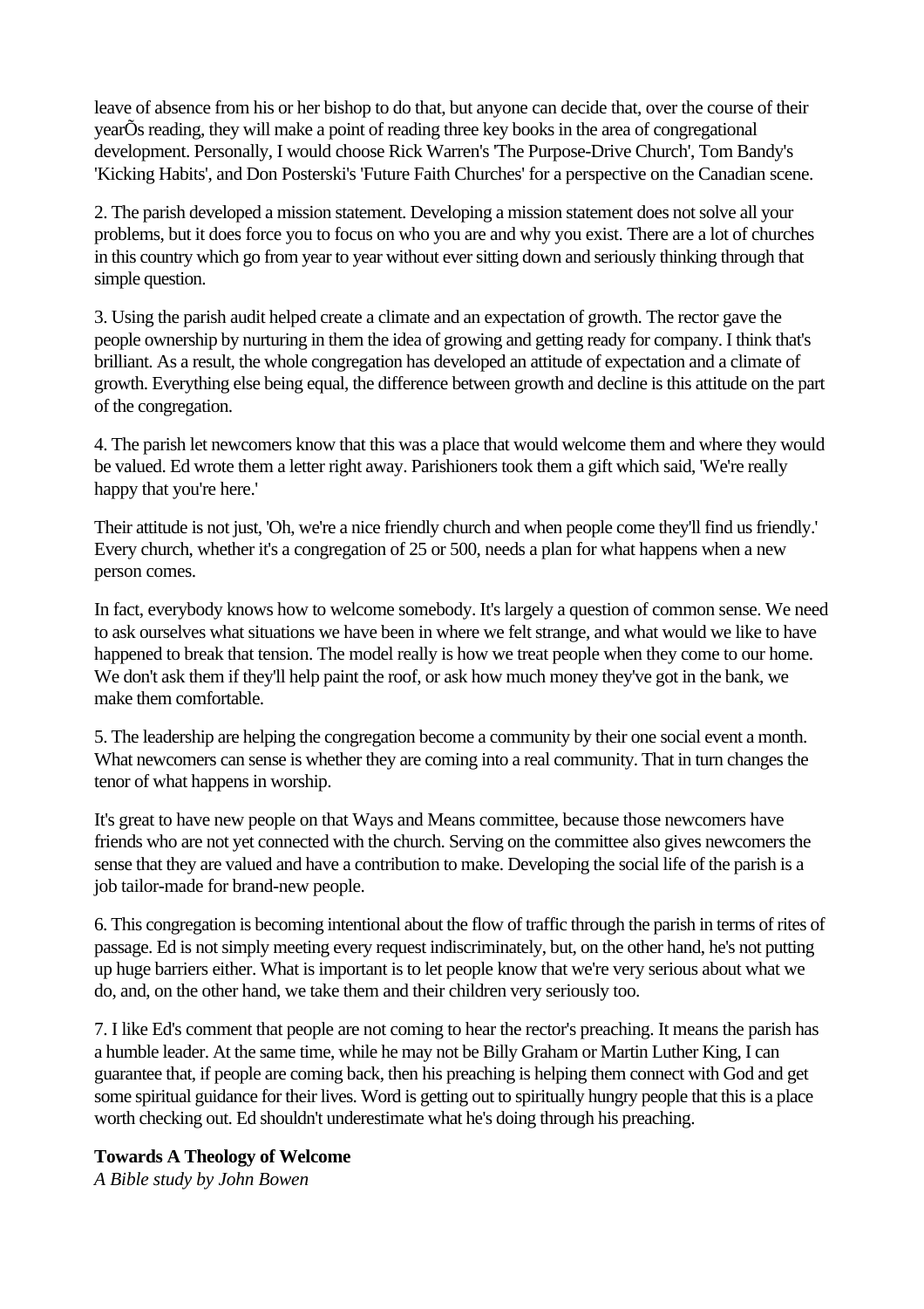leave of absence from his or her bishop to do that, but anyone can decide that, over the course of their yearÕs reading, they will make a point of reading three key books in the area of congregational development. Personally, I would choose Rick Warren's 'The Purpose-Drive Church', Tom Bandy's 'Kicking Habits', and Don Posterski's 'Future Faith Churches' for a perspective on the Canadian scene.

2. The parish developed a mission statement. Developing a mission statement does not solve all your problems, but it does force you to focus on who you are and why you exist. There are a lot of churches in this country which go from year to year without ever sitting down and seriously thinking through that simple question.

3. Using the parish audit helped create a climate and an expectation of growth. The rector gave the people ownership by nurturing in them the idea of growing and getting ready for company. I think that's brilliant. As a result, the whole congregation has developed an attitude of expectation and a climate of growth. Everything else being equal, the difference between growth and decline is this attitude on the part of the congregation.

4. The parish let newcomers know that this was a place that would welcome them and where they would be valued. Ed wrote them a letter right away. Parishioners took them a gift which said, 'We're really happy that you're here.'

Their attitude is not just, 'Oh, we're a nice friendly church and when people come they'll find us friendly.' Every church, whether it's a congregation of 25 or 500, needs a plan for what happens when a new person comes.

In fact, everybody knows how to welcome somebody. It's largely a question of common sense. We need to ask ourselves what situations we have been in where we felt strange, and what would we like to have happened to break that tension. The model really is how we treat people when they come to our home. We don't ask them if they'll help paint the roof, or ask how much money they've got in the bank, we make them comfortable.

5. The leadership are helping the congregation become a community by their one social event a month. What newcomers can sense is whether they are coming into a real community. That in turn changes the tenor of what happens in worship.

It's great to have new people on that Ways and Means committee, because those newcomers have friends who are not yet connected with the church. Serving on the committee also gives newcomers the sense that they are valued and have a contribution to make. Developing the social life of the parish is a job tailor-made for brand-new people.

6. This congregation is becoming intentional about the flow of traffic through the parish in terms of rites of passage. Ed is not simply meeting every request indiscriminately, but, on the other hand, he's not putting up huge barriers either. What is important is to let people know that we're very serious about what we do, and, on the other hand, we take them and their children very seriously too.

7. I like Ed's comment that people are not coming to hear the rector's preaching. It means the parish has a humble leader. At the same time, while he may not be Billy Graham or Martin Luther King, I can guarantee that, if people are coming back, then his preaching is helping them connect with God and get some spiritual guidance for their lives. Word is getting out to spiritually hungry people that this is a place worth checking out. Ed shouldn't underestimate what he's doing through his preaching.

**Towards A Theology of Welcome**
*A Bible study by John Bowen*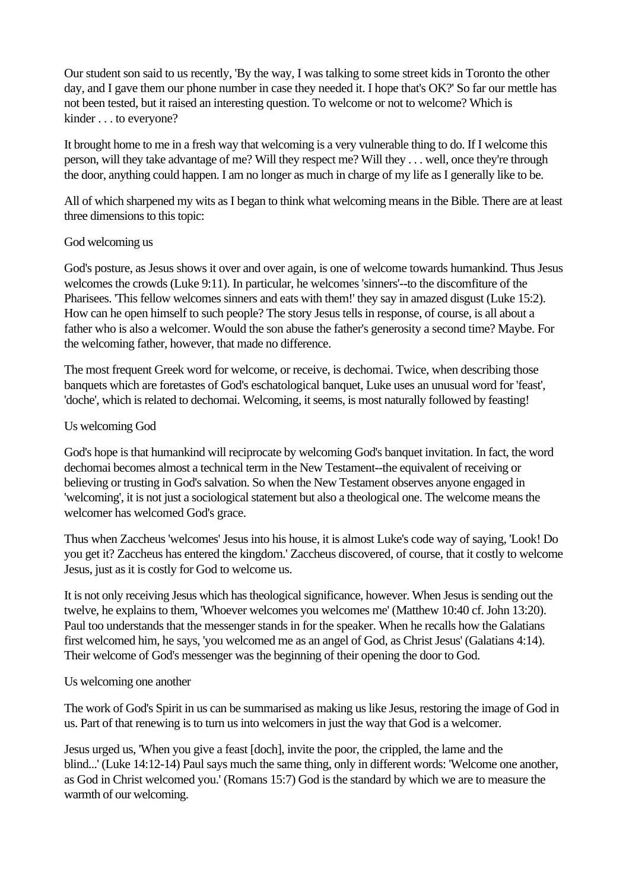Our student son said to us recently, 'By the way, I was talking to some street kids in Toronto the other day, and I gave them our phone number in case they needed it. I hope that's OK?' So far our mettle has not been tested, but it raised an interesting question. To welcome or not to welcome? Which is kinder . . . to everyone?

It brought home to me in a fresh way that welcoming is a very vulnerable thing to do. If I welcome this person, will they take advantage of me? Will they respect me? Will they . . . well, once they're through the door, anything could happen. I am no longer as much in charge of my life as I generally like to be.

All of which sharpened my wits as I began to think what welcoming means in the Bible. There are at least three dimensions to this topic:

## God welcoming us

God's posture, as Jesus shows it over and over again, is one of welcome towards humankind. Thus Jesus welcomes the crowds (Luke 9:11). In particular, he welcomes 'sinners'--to the discomfiture of the Pharisees. 'This fellow welcomes sinners and eats with them!' they say in amazed disgust (Luke 15:2). How can he open himself to such people? The story Jesus tells in response, of course, is all about a father who is also a welcomer. Would the son abuse the father's generosity a second time? Maybe. For the welcoming father, however, that made no difference.

The most frequent Greek word for welcome, or receive, is dechomai. Twice, when describing those banquets which are foretastes of God's eschatological banquet, Luke uses an unusual word for 'feast', 'doche', which is related to dechomai. Welcoming, it seems, is most naturally followed by feasting!

## Us welcoming God

God's hope is that humankind will reciprocate by welcoming God's banquet invitation. In fact, the word dechomai becomes almost a technical term in the New Testament--the equivalent of receiving or believing or trusting in God's salvation. So when the New Testament observes anyone engaged in 'welcoming', it is not just a sociological statement but also a theological one. The welcome means the welcomer has welcomed God's grace.

Thus when Zaccheus 'welcomes' Jesus into his house, it is almost Luke's code way of saying, 'Look! Do you get it? Zaccheus has entered the kingdom.' Zaccheus discovered, of course, that it costly to welcome Jesus, just as it is costly for God to welcome us.

It is not only receiving Jesus which has theological significance, however. When Jesus is sending out the twelve, he explains to them, 'Whoever welcomes you welcomes me' (Matthew 10:40 cf. John 13:20). Paul too understands that the messenger stands in for the speaker. When he recalls how the Galatians first welcomed him, he says, 'you welcomed me as an angel of God, as Christ Jesus' (Galatians 4:14). Their welcome of God's messenger was the beginning of their opening the door to God.

## Us welcoming one another

The work of God's Spirit in us can be summarised as making us like Jesus, restoring the image of God in us. Part of that renewing is to turn us into welcomers in just the way that God is a welcomer.

Jesus urged us, 'When you give a feast [doch], invite the poor, the crippled, the lame and the blind...' (Luke 14:12-14) Paul says much the same thing, only in different words: 'Welcome one another, as God in Christ welcomed you.' (Romans 15:7) God is the standard by which we are to measure the warmth of our welcoming.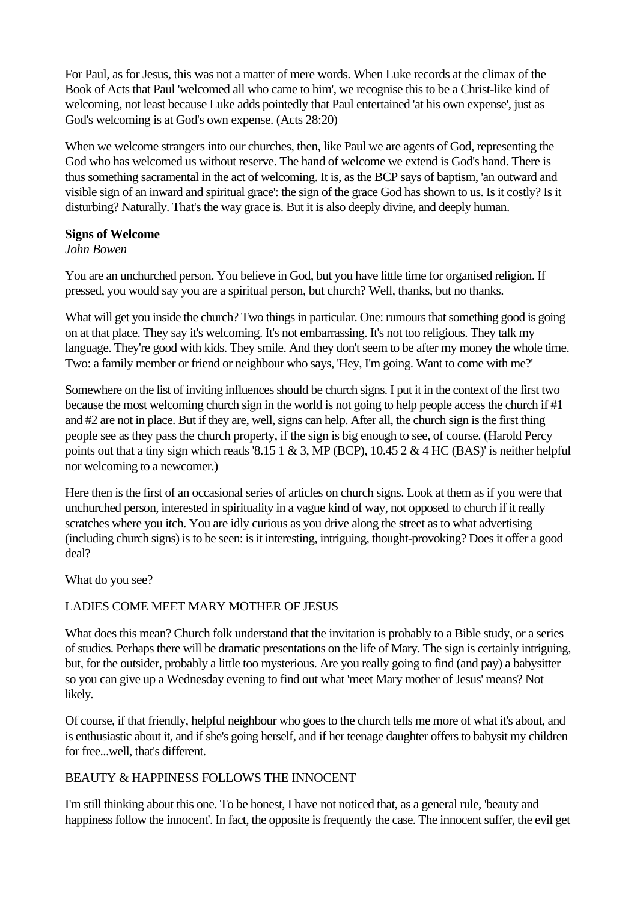For Paul, as for Jesus, this was not a matter of mere words. When Luke records at the climax of the Book of Acts that Paul 'welcomed all who came to him', we recognise this to be a Christ-like kind of welcoming, not least because Luke adds pointedly that Paul entertained 'at his own expense', just as God's welcoming is at God's own expense. (Acts 28:20)

When we welcome strangers into our churches, then, like Paul we are agents of God, representing the God who has welcomed us without reserve. The hand of welcome we extend is God's hand. There is thus something sacramental in the act of welcoming. It is, as the BCP says of baptism, 'an outward and visible sign of an inward and spiritual grace': the sign of the grace God has shown to us. Is it costly? Is it disturbing? Naturally. That's the way grace is. But it is also deeply divine, and deeply human.

**Signs of Welcome**
*John Bowen*

You are an unchurched person. You believe in God, but you have little time for organised religion. If pressed, you would say you are a spiritual person, but church? Well, thanks, but no thanks.

What will get you inside the church? Two things in particular. One: rumours that something good is going on at that place. They say it's welcoming. It's not embarrassing. It's not too religious. They talk my language. They're good with kids. They smile. And they don't seem to be after my money the whole time. Two: a family member or friend or neighbour who says, 'Hey, I'm going. Want to come with me?'

Somewhere on the list of inviting influences should be church signs. I put it in the context of the first two because the most welcoming church sign in the world is not going to help people access the church if #1 and #2 are not in place. But if they are, well, signs can help. After all, the church sign is the first thing people see as they pass the church property, if the sign is big enough to see, of course. (Harold Percy points out that a tiny sign which reads '8.15 1 & 3, MP (BCP), 10.45 2 & 4 HC (BAS)' is neither helpful nor welcoming to a newcomer.)

Here then is the first of an occasional series of articles on church signs. Look at them as if you were that unchurched person, interested in spirituality in a vague kind of way, not opposed to church if it really scratches where you itch. You are idly curious as you drive along the street as to what advertising (including church signs) is to be seen: is it interesting, intriguing, thought-provoking? Does it offer a good deal?

What do you see?

LADIES COME MEET MARY MOTHER OF JESUS

What does this mean? Church folk understand that the invitation is probably to a Bible study, or a series of studies. Perhaps there will be dramatic presentations on the life of Mary. The sign is certainly intriguing, but, for the outsider, probably a little too mysterious. Are you really going to find (and pay) a babysitter so you can give up a Wednesday evening to find out what 'meet Mary mother of Jesus' means? Not likely.

Of course, if that friendly, helpful neighbour who goes to the church tells me more of what it's about, and is enthusiastic about it, and if she's going herself, and if her teenage daughter offers to babysit my children for free...well, that's different.

BEAUTY & HAPPINESS FOLLOWS THE INNOCENT

I'm still thinking about this one. To be honest, I have not noticed that, as a general rule, 'beauty and happiness follow the innocent'. In fact, the opposite is frequently the case. The innocent suffer, the evil get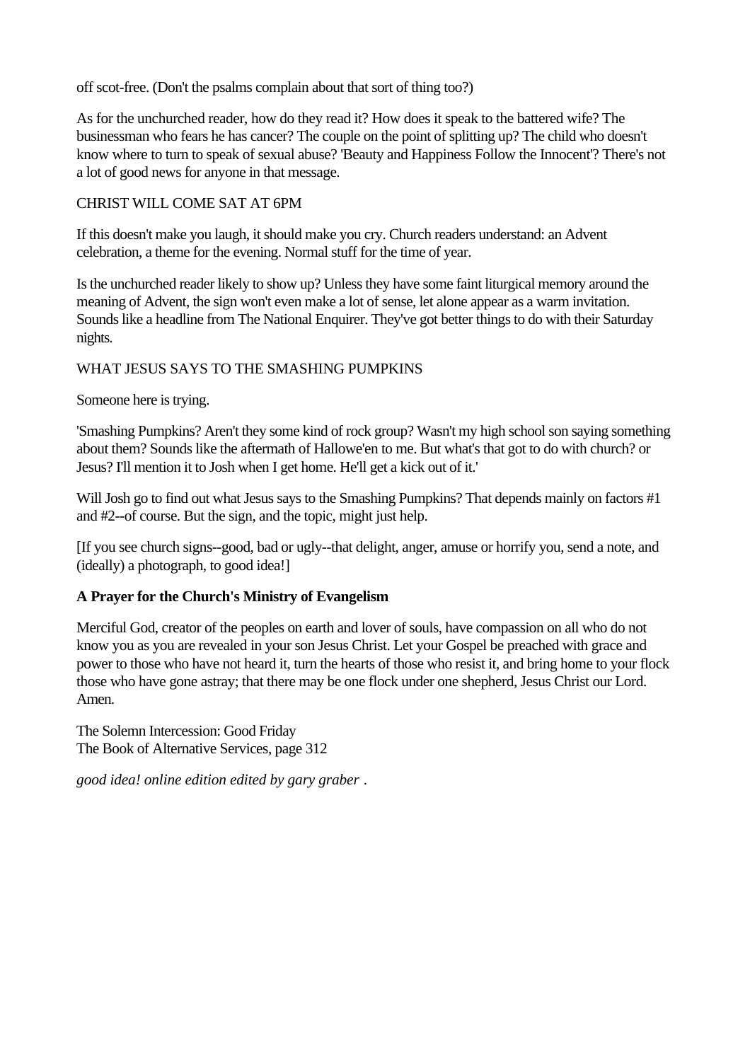off scot-free. (Don't the psalms complain about that sort of thing too?)

As for the unchurched reader, how do they read it? How does it speak to the battered wife? The businessman who fears he has cancer? The couple on the point of splitting up? The child who doesn't know where to turn to speak of sexual abuse? 'Beauty and Happiness Follow the Innocent'? There's not a lot of good news for anyone in that message.

CHRIST WILL COME SAT AT 6PM

If this doesn't make you laugh, it should make you cry. Church readers understand: an Advent celebration, a theme for the evening. Normal stuff for the time of year.

Is the unchurched reader likely to show up? Unless they have some faint liturgical memory around the meaning of Advent, the sign won't even make a lot of sense, let alone appear as a warm invitation. Sounds like a headline from The National Enquirer. They've got better things to do with their Saturday nights.

WHAT JESUS SAYS TO THE SMASHING PUMPKINS

Someone here is trying.

'Smashing Pumpkins? Aren't they some kind of rock group? Wasn't my high school son saying something about them? Sounds like the aftermath of Hallowe'en to me. But what's that got to do with church? or Jesus? I'll mention it to Josh when I get home. He'll get a kick out of it.'

Will Josh go to find out what Jesus says to the Smashing Pumpkins? That depends mainly on factors #1 and #2--of course. But the sign, and the topic, might just help.

[If you see church signs--good, bad or ugly--that delight, anger, amuse or horrify you, send a note, and (ideally) a photograph, to good idea!]

**A Prayer for the Church's Ministry of Evangelism**

Merciful God, creator of the peoples on earth and lover of souls, have compassion on all who do not know you as you are revealed in your son Jesus Christ. Let your Gospel be preached with grace and power to those who have not heard it, turn the hearts of those who resist it, and bring home to your flock those who have gone astray; that there may be one flock under one shepherd, Jesus Christ our Lord. Amen.

The Solemn Intercession: Good Friday
The Book of Alternative Services, page 312

*good idea! online edition edited by gary graber .*